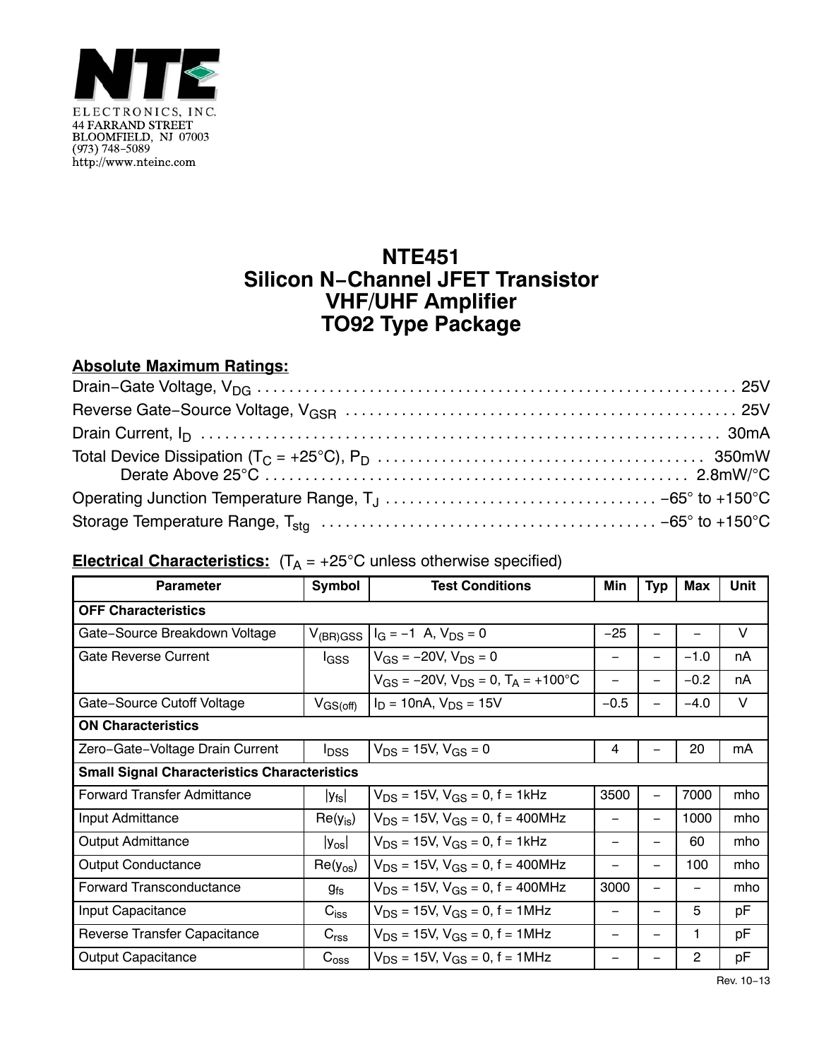NTE ELECTRONICS, INC.
44 FARRAND STREET
BLOOMFIELD, NJ 07003
(973) 748–5089
http://www.nteinc.com

# NTE451
# Silicon N–Channel JFET Transistor
# VHF/UHF Amplifier
# TO92 Type Package

**Absolute Maximum Ratings:**

Drain–Gate Voltage, $V_{DG}$ . . . . . . . . . . 25V

Reverse Gate–Source Voltage, $V_{GSR}$ . . . . . . . . . . 25V

Drain Current, $I_D$ . . . . . . . . . . 30mA

Total Device Dissipation ($T_C$ = +25°C), $P_D$ . . . . . . . . . . 350mW

Derate Above 25°C . . . . . . . . . . 2.8mW/°C

Operating Junction Temperature Range, $T_J$ . . . . . . . . . . –65° to +150°C

Storage Temperature Range, $T_{stg}$ . . . . . . . . . . –65° to +150°C

**Electrical Characteristics:** ($T_A$ = +25°C unless otherwise specified)

| Parameter | Symbol | Test Conditions | Min | Typ | Max | Unit |
|---|---|---|---|---|---|---|
| **OFF Characteristics** | | | | | | |
| Gate–Source Breakdown Voltage | $V_{(BR)GSS}$ | $I_G$ = –1 A, $V_{DS}$ = 0 | –25 | – | – | V |
| Gate Reverse Current | $I_{GSS}$ | $V_{GS}$ = –20V, $V_{DS}$ = 0 | – | – | –1.0 | nA |
| | | $V_{GS}$ = –20V, $V_{DS}$ = 0, $T_A$ = +100°C | – | – | –0.2 | nA |
| Gate–Source Cutoff Voltage | $V_{GS(off)}$ | $I_D$ = 10nA, $V_{DS}$ = 15V | –0.5 | – | –4.0 | V |
| **ON Characteristics** | | | | | | |
| Zero–Gate–Voltage Drain Current | $I_{DSS}$ | $V_{DS}$ = 15V, $V_{GS}$ = 0 | 4 | – | 20 | mA |
| **Small Signal Characteristics Characteristics** | | | | | | |
| Forward Transfer Admittance | $\|y_{fs}\|$ | $V_{DS}$ = 15V, $V_{GS}$ = 0, f = 1kHz | 3500 | – | 7000 | mho |
| Input Admittance | $Re(y_{is})$ | $V_{DS}$ = 15V, $V_{GS}$ = 0, f = 400MHz | – | – | 1000 | mho |
| Output Admittance | $\|y_{os}\|$ | $V_{DS}$ = 15V, $V_{GS}$ = 0, f = 1kHz | – | – | 60 | mho |
| Output Conductance | $Re(y_{os})$ | $V_{DS}$ = 15V, $V_{GS}$ = 0, f = 400MHz | – | – | 100 | mho |
| Forward Transconductance | $g_{fs}$ | $V_{DS}$ = 15V, $V_{GS}$ = 0, f = 400MHz | 3000 | – | – | mho |
| Input Capacitance | $C_{iss}$ | $V_{DS}$ = 15V, $V_{GS}$ = 0, f = 1MHz | – | – | 5 | pF |
| Reverse Transfer Capacitance | $C_{rss}$ | $V_{DS}$ = 15V, $V_{GS}$ = 0, f = 1MHz | – | – | 1 | pF |
| Output Capacitance | $C_{oss}$ | $V_{DS}$ = 15V, $V_{GS}$ = 0, f = 1MHz | – | – | 2 | pF |

Rev. 10–13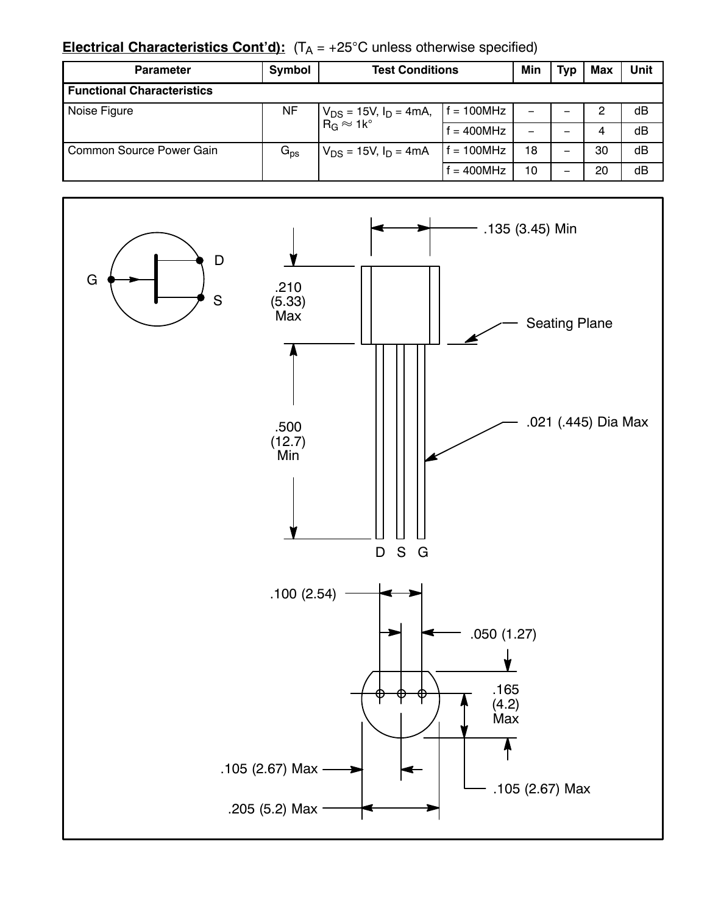**Electrical Characteristics Cont'd):** ($T_A$ = +25°C unless otherwise specified)

| Parameter | Symbol | Test Conditions | | Min | Typ | Max | Unit |
|---|---|---|---|---|---|---|---|
| **Functional Characteristics** | | | | | | | |
| Noise Figure | NF | $V_{DS}$ = 15V, $I_D$ = 4mA, $R_G \approx$ 1k° | f = 100MHz | – | – | 2 | dB |
| | | | f = 400MHz | – | – | 4 | dB |
| Common Source Power Gain | $G_{ps}$ | $V_{DS}$ = 15V, $I_D$ = 4mA | f = 100MHz | 18 | – | 30 | dB |
| | | | f = 400MHz | 10 | – | 20 | dB |

G
D
S

.135 (3.45) Min
.210
(5.33)
Max
Seating Plane
.500
(12.7)
Min
.021 (.445) Dia Max
D S G

.100 (2.54)
.050 (1.27)
.165
(4.2)
Max
.105 (2.67) Max
.105 (2.67) Max
.205 (5.2) Max